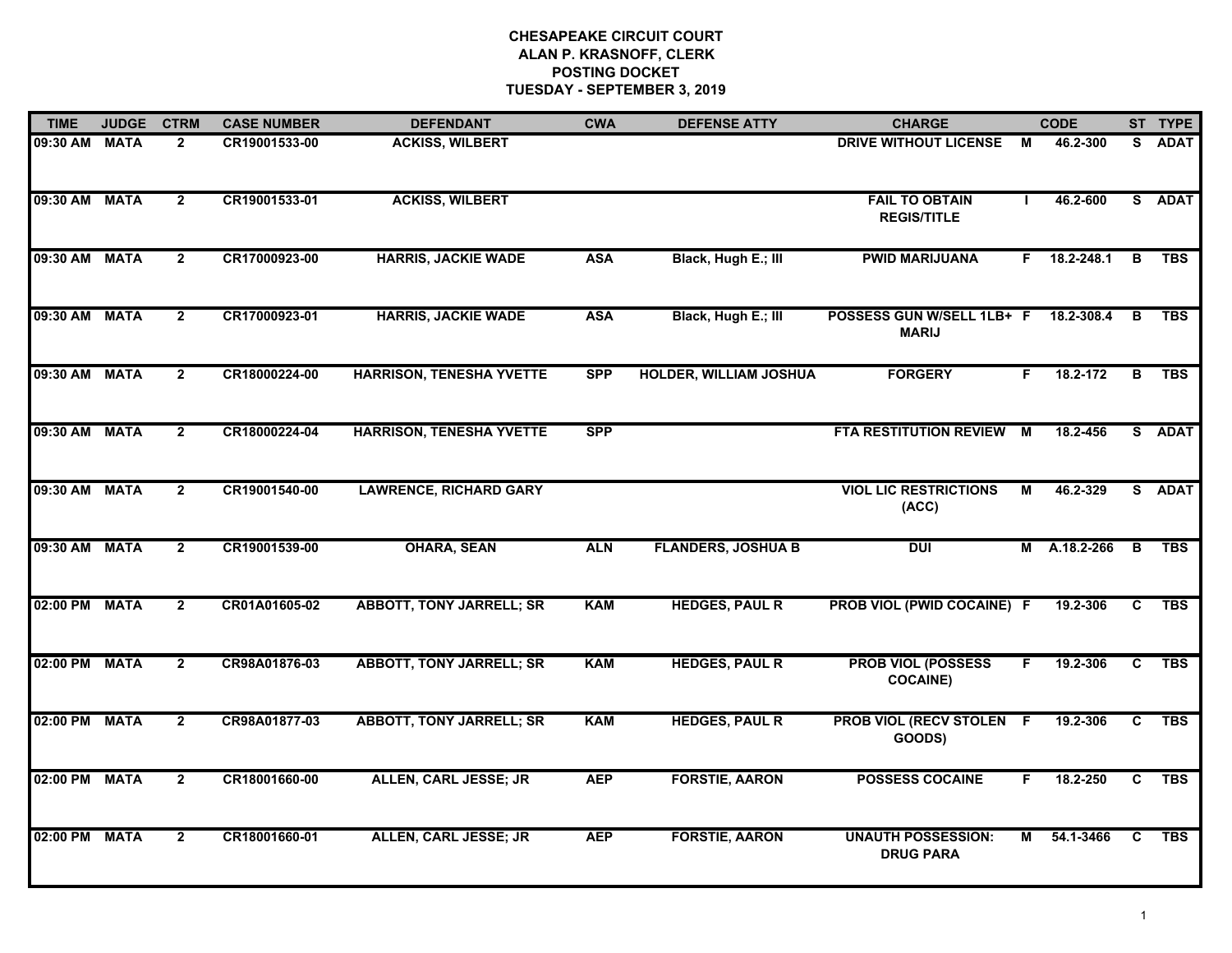# CHESAPEAKE CIRCUIT COURT
## ALAN P. KRASNOFF, CLERK
## POSTING DOCKET
## TUESDAY - SEPTEMBER 3, 2019

| TIME | JUDGE | CTRM | CASE NUMBER | DEFENDANT | CWA | DEFENSE ATTY | CHARGE | | CODE | ST | TYPE |
|---|---|---|---|---|---|---|---|---|---|---|---|
| 09:30 AM | MATA | 2 | CR19001533-00 | ACKISS, WILBERT | | | DRIVE WITHOUT LICENSE | M | 46.2-300 | S | ADAT |
| 09:30 AM | MATA | 2 | CR19001533-01 | ACKISS, WILBERT | | | FAIL TO OBTAIN REGIS/TITLE | I | 46.2-600 | S | ADAT |
| 09:30 AM | MATA | 2 | CR17000923-00 | HARRIS, JACKIE WADE | ASA | Black, Hugh E.; III | PWID MARIJUANA | F | 18.2-248.1 | B | TBS |
| 09:30 AM | MATA | 2 | CR17000923-01 | HARRIS, JACKIE WADE | ASA | Black, Hugh E.; III | POSSESS GUN W/SELL 1LB+ MARIJ | F | 18.2-308.4 | B | TBS |
| 09:30 AM | MATA | 2 | CR18000224-00 | HARRISON, TENESHA YVETTE | SPP | HOLDER, WILLIAM JOSHUA | FORGERY | F | 18.2-172 | B | TBS |
| 09:30 AM | MATA | 2 | CR18000224-04 | HARRISON, TENESHA YVETTE | SPP | | FTA RESTITUTION REVIEW | M | 18.2-456 | S | ADAT |
| 09:30 AM | MATA | 2 | CR19001540-00 | LAWRENCE, RICHARD GARY | | | VIOL LIC RESTRICTIONS (ACC) | M | 46.2-329 | S | ADAT |
| 09:30 AM | MATA | 2 | CR19001539-00 | OHARA, SEAN | ALN | FLANDERS, JOSHUA B | DUI | M | A.18.2-266 | B | TBS |
| 02:00 PM | MATA | 2 | CR01A01605-02 | ABBOTT, TONY JARRELL; SR | KAM | HEDGES, PAUL R | PROB VIOL (PWID COCAINE) | F | 19.2-306 | C | TBS |
| 02:00 PM | MATA | 2 | CR98A01876-03 | ABBOTT, TONY JARRELL; SR | KAM | HEDGES, PAUL R | PROB VIOL (POSSESS COCAINE) | F | 19.2-306 | C | TBS |
| 02:00 PM | MATA | 2 | CR98A01877-03 | ABBOTT, TONY JARRELL; SR | KAM | HEDGES, PAUL R | PROB VIOL (RECV STOLEN GOODS) | F | 19.2-306 | C | TBS |
| 02:00 PM | MATA | 2 | CR18001660-00 | ALLEN, CARL JESSE; JR | AEP | FORSTIE, AARON | POSSESS COCAINE | F | 18.2-250 | C | TBS |
| 02:00 PM | MATA | 2 | CR18001660-01 | ALLEN, CARL JESSE; JR | AEP | FORSTIE, AARON | UNAUTH POSSESSION: DRUG PARA | M | 54.1-3466 | C | TBS |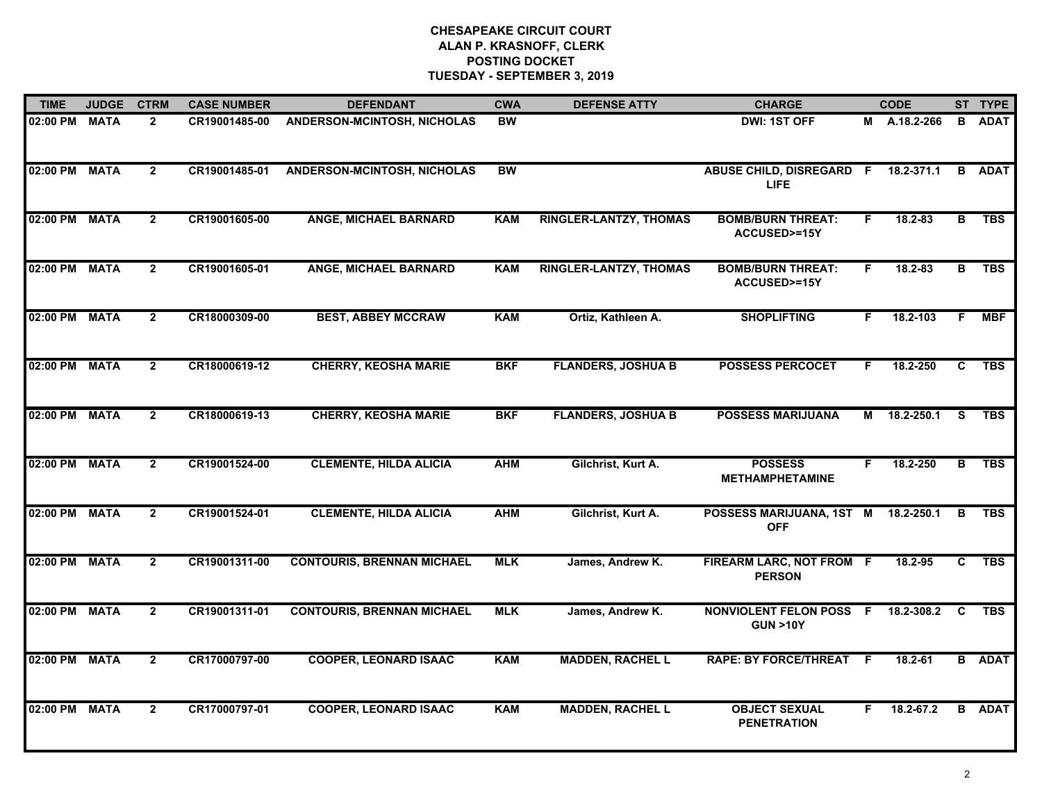# CHESAPEAKE CIRCUIT COURT
## ALAN P. KRASNOFF, CLERK
## POSTING DOCKET
## TUESDAY - SEPTEMBER 3, 2019

| TIME | JUDGE | CTRM | CASE NUMBER | DEFENDANT | CWA | DEFENSE ATTY | CHARGE | | CODE | ST | TYPE |
|---|---|---|---|---|---|---|---|---|---|---|---|
| 02:00 PM | MATA | 2 | CR19001485-00 | ANDERSON-MCINTOSH, NICHOLAS | BW | | DWI: 1ST OFF | M | A.18.2-266 | B | ADAT |
| 02:00 PM | MATA | 2 | CR19001485-01 | ANDERSON-MCINTOSH, NICHOLAS | BW | | ABUSE CHILD, DISREGARD LIFE | F | 18.2-371.1 | B | ADAT |
| 02:00 PM | MATA | 2 | CR19001605-00 | ANGE, MICHAEL BARNARD | KAM | RINGLER-LANTZY, THOMAS | BOMB/BURN THREAT: ACCUSED>=15Y | F | 18.2-83 | B | TBS |
| 02:00 PM | MATA | 2 | CR19001605-01 | ANGE, MICHAEL BARNARD | KAM | RINGLER-LANTZY, THOMAS | BOMB/BURN THREAT: ACCUSED>=15Y | F | 18.2-83 | B | TBS |
| 02:00 PM | MATA | 2 | CR18000309-00 | BEST, ABBEY MCCRAW | KAM | Ortiz, Kathleen A. | SHOPLIFTING | F | 18.2-103 | F | MBF |
| 02:00 PM | MATA | 2 | CR18000619-12 | CHERRY, KEOSHA MARIE | BKF | FLANDERS, JOSHUA B | POSSESS PERCOCET | F | 18.2-250 | C | TBS |
| 02:00 PM | MATA | 2 | CR18000619-13 | CHERRY, KEOSHA MARIE | BKF | FLANDERS, JOSHUA B | POSSESS MARIJUANA | M | 18.2-250.1 | S | TBS |
| 02:00 PM | MATA | 2 | CR19001524-00 | CLEMENTE, HILDA ALICIA | AHM | Gilchrist, Kurt A. | POSSESS METHAMPHETAMINE | F | 18.2-250 | B | TBS |
| 02:00 PM | MATA | 2 | CR19001524-01 | CLEMENTE, HILDA ALICIA | AHM | Gilchrist, Kurt A. | POSSESS MARIJUANA, 1ST OFF | M | 18.2-250.1 | B | TBS |
| 02:00 PM | MATA | 2 | CR19001311-00 | CONTOURIS, BRENNAN MICHAEL | MLK | James, Andrew K. | FIREARM LARC, NOT FROM PERSON | F | 18.2-95 | C | TBS |
| 02:00 PM | MATA | 2 | CR19001311-01 | CONTOURIS, BRENNAN MICHAEL | MLK | James, Andrew K. | NONVIOLENT FELON POSS GUN >10Y | F | 18.2-308.2 | C | TBS |
| 02:00 PM | MATA | 2 | CR17000797-00 | COOPER, LEONARD ISAAC | KAM | MADDEN, RACHEL L | RAPE: BY FORCE/THREAT | F | 18.2-61 | B | ADAT |
| 02:00 PM | MATA | 2 | CR17000797-01 | COOPER, LEONARD ISAAC | KAM | MADDEN, RACHEL L | OBJECT SEXUAL PENETRATION | F | 18.2-67.2 | B | ADAT |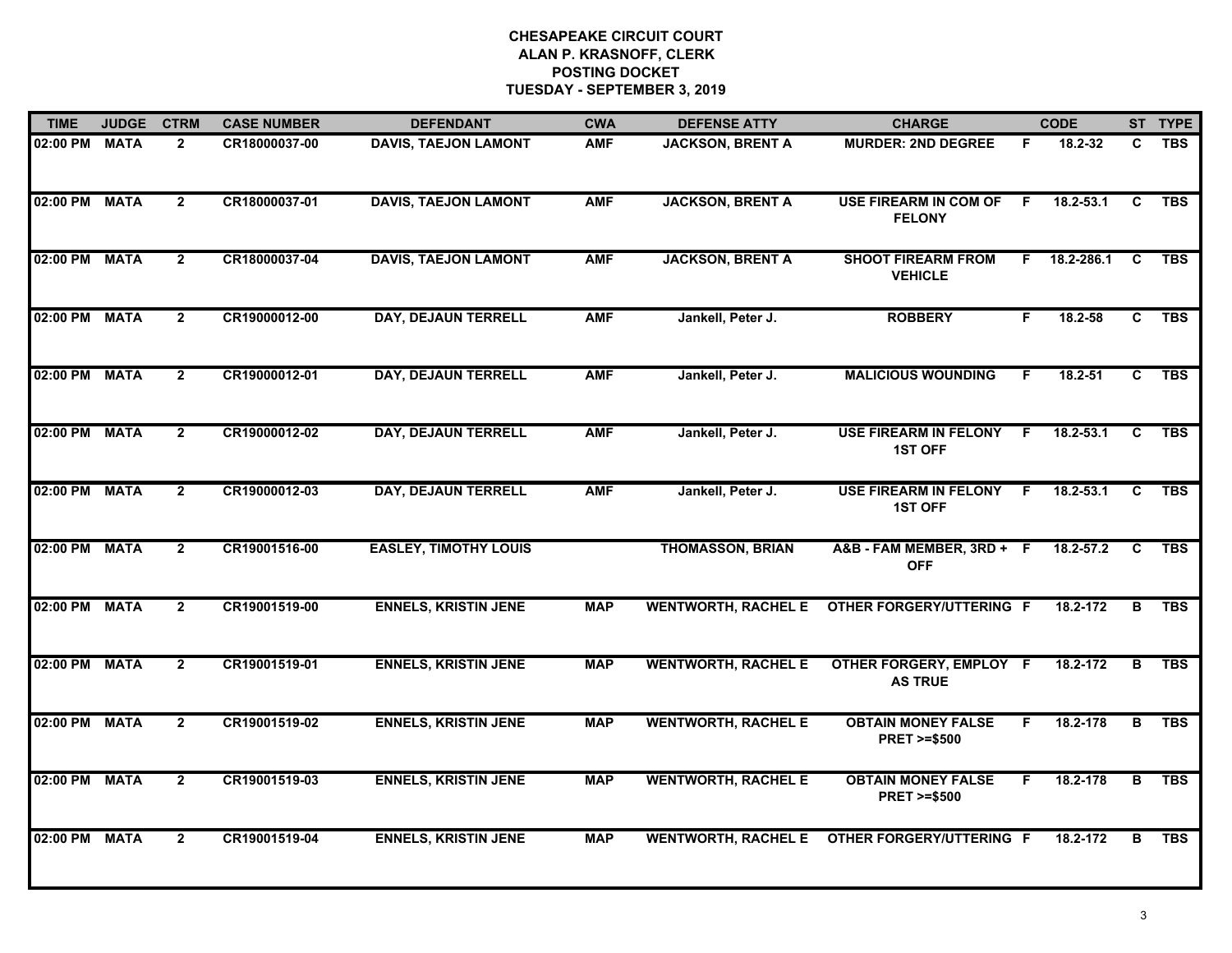# CHESAPEAKE CIRCUIT COURT
## ALAN P. KRASNOFF, CLERK
## POSTING DOCKET
## TUESDAY - SEPTEMBER 3, 2019

| TIME | JUDGE | CTRM | CASE NUMBER | DEFENDANT | CWA | DEFENSE ATTY | CHARGE | | CODE | ST | TYPE |
|---|---|---|---|---|---|---|---|---|---|---|---|
| 02:00 PM | MATA | 2 | CR18000037-00 | DAVIS, TAEJON LAMONT | AMF | JACKSON, BRENT A | MURDER: 2ND DEGREE | F | 18.2-32 | C | TBS |
| 02:00 PM | MATA | 2 | CR18000037-01 | DAVIS, TAEJON LAMONT | AMF | JACKSON, BRENT A | USE FIREARM IN COM OF FELONY | F | 18.2-53.1 | C | TBS |
| 02:00 PM | MATA | 2 | CR18000037-04 | DAVIS, TAEJON LAMONT | AMF | JACKSON, BRENT A | SHOOT FIREARM FROM VEHICLE | F | 18.2-286.1 | C | TBS |
| 02:00 PM | MATA | 2 | CR19000012-00 | DAY, DEJAUN TERRELL | AMF | Jankell, Peter J. | ROBBERY | F | 18.2-58 | C | TBS |
| 02:00 PM | MATA | 2 | CR19000012-01 | DAY, DEJAUN TERRELL | AMF | Jankell, Peter J. | MALICIOUS WOUNDING | F | 18.2-51 | C | TBS |
| 02:00 PM | MATA | 2 | CR19000012-02 | DAY, DEJAUN TERRELL | AMF | Jankell, Peter J. | USE FIREARM IN FELONY 1ST OFF | F | 18.2-53.1 | C | TBS |
| 02:00 PM | MATA | 2 | CR19000012-03 | DAY, DEJAUN TERRELL | AMF | Jankell, Peter J. | USE FIREARM IN FELONY 1ST OFF | F | 18.2-53.1 | C | TBS |
| 02:00 PM | MATA | 2 | CR19001516-00 | EASLEY, TIMOTHY LOUIS | | THOMASSON, BRIAN | A&B - FAM MEMBER, 3RD + OFF | F | 18.2-57.2 | C | TBS |
| 02:00 PM | MATA | 2 | CR19001519-00 | ENNELS, KRISTIN JENE | MAP | WENTWORTH, RACHEL E | OTHER FORGERY/UTTERING | F | 18.2-172 | B | TBS |
| 02:00 PM | MATA | 2 | CR19001519-01 | ENNELS, KRISTIN JENE | MAP | WENTWORTH, RACHEL E | OTHER FORGERY, EMPLOY AS TRUE | F | 18.2-172 | B | TBS |
| 02:00 PM | MATA | 2 | CR19001519-02 | ENNELS, KRISTIN JENE | MAP | WENTWORTH, RACHEL E | OBTAIN MONEY FALSE PRET >=$500 | F | 18.2-178 | B | TBS |
| 02:00 PM | MATA | 2 | CR19001519-03 | ENNELS, KRISTIN JENE | MAP | WENTWORTH, RACHEL E | OBTAIN MONEY FALSE PRET >=$500 | F | 18.2-178 | B | TBS |
| 02:00 PM | MATA | 2 | CR19001519-04 | ENNELS, KRISTIN JENE | MAP | WENTWORTH, RACHEL E | OTHER FORGERY/UTTERING | F | 18.2-172 | B | TBS |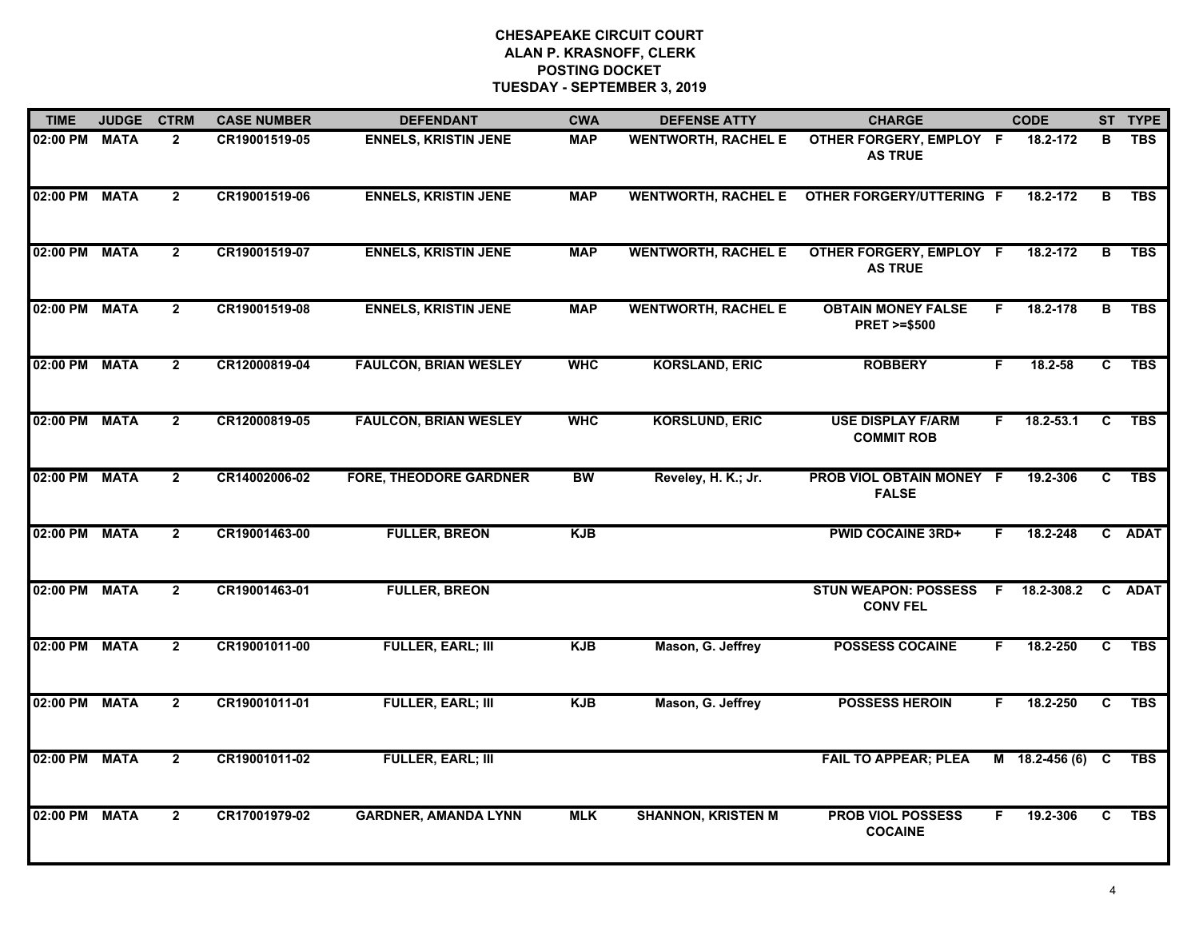**CHESAPEAKE CIRCUIT COURT**
**ALAN P. KRASNOFF, CLERK**
**POSTING DOCKET**
**TUESDAY - SEPTEMBER 3, 2019**

| TIME | JUDGE | CTRM | CASE NUMBER | DEFENDANT | CWA | DEFENSE ATTY | CHARGE | | CODE | ST | TYPE |
|---|---|---|---|---|---|---|---|---|---|---|---|
| 02:00 PM | MATA | 2 | CR19001519-05 | ENNELS, KRISTIN JENE | MAP | WENTWORTH, RACHEL E | OTHER FORGERY, EMPLOY AS TRUE | F | 18.2-172 | B | TBS |
| 02:00 PM | MATA | 2 | CR19001519-06 | ENNELS, KRISTIN JENE | MAP | WENTWORTH, RACHEL E | OTHER FORGERY/UTTERING | F | 18.2-172 | B | TBS |
| 02:00 PM | MATA | 2 | CR19001519-07 | ENNELS, KRISTIN JENE | MAP | WENTWORTH, RACHEL E | OTHER FORGERY, EMPLOY AS TRUE | F | 18.2-172 | B | TBS |
| 02:00 PM | MATA | 2 | CR19001519-08 | ENNELS, KRISTIN JENE | MAP | WENTWORTH, RACHEL E | OBTAIN MONEY FALSE PRET >=$500 | F | 18.2-178 | B | TBS |
| 02:00 PM | MATA | 2 | CR12000819-04 | FAULCON, BRIAN WESLEY | WHC | KORSLAND, ERIC | ROBBERY | F | 18.2-58 | C | TBS |
| 02:00 PM | MATA | 2 | CR12000819-05 | FAULCON, BRIAN WESLEY | WHC | KORSLUND, ERIC | USE DISPLAY F/ARM COMMIT ROB | F | 18.2-53.1 | C | TBS |
| 02:00 PM | MATA | 2 | CR14002006-02 | FORE, THEODORE GARDNER | BW | Reveley, H. K.; Jr. | PROB VIOL OBTAIN MONEY FALSE | F | 19.2-306 | C | TBS |
| 02:00 PM | MATA | 2 | CR19001463-00 | FULLER, BREON | KJB | | PWID COCAINE 3RD+ | F | 18.2-248 | C | ADAT |
| 02:00 PM | MATA | 2 | CR19001463-01 | FULLER, BREON | | | STUN WEAPON: POSSESS CONV FEL | F | 18.2-308.2 | C | ADAT |
| 02:00 PM | MATA | 2 | CR19001011-00 | FULLER, EARL; III | KJB | Mason, G. Jeffrey | POSSESS COCAINE | F | 18.2-250 | C | TBS |
| 02:00 PM | MATA | 2 | CR19001011-01 | FULLER, EARL; III | KJB | Mason, G. Jeffrey | POSSESS HEROIN | F | 18.2-250 | C | TBS |
| 02:00 PM | MATA | 2 | CR19001011-02 | FULLER, EARL; III | | | FAIL TO APPEAR; PLEA | M | 18.2-456 (6) | C | TBS |
| 02:00 PM | MATA | 2 | CR17001979-02 | GARDNER, AMANDA LYNN | MLK | SHANNON, KRISTEN M | PROB VIOL POSSESS COCAINE | F | 19.2-306 | C | TBS |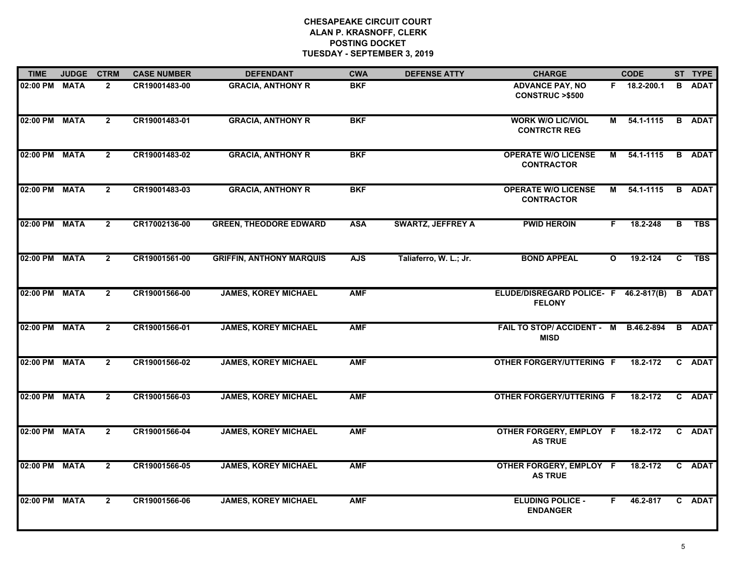# CHESAPEAKE CIRCUIT COURT
## ALAN P. KRASNOFF, CLERK
## POSTING DOCKET
## TUESDAY - SEPTEMBER 3, 2019

| TIME | JUDGE | CTRM | CASE NUMBER | DEFENDANT | CWA | DEFENSE ATTY | CHARGE | | CODE | ST | TYPE |
|---|---|---|---|---|---|---|---|---|---|---|---|
| 02:00 PM | MATA | 2 | CR19001483-00 | GRACIA, ANTHONY R | BKF | | ADVANCE PAY, NO CONSTRUC >$500 | F | 18.2-200.1 | B | ADAT |
| 02:00 PM | MATA | 2 | CR19001483-01 | GRACIA, ANTHONY R | BKF | | WORK W/O LIC/VIOL CONTRCTR REG | M | 54.1-1115 | B | ADAT |
| 02:00 PM | MATA | 2 | CR19001483-02 | GRACIA, ANTHONY R | BKF | | OPERATE W/O LICENSE CONTRACTOR | M | 54.1-1115 | B | ADAT |
| 02:00 PM | MATA | 2 | CR19001483-03 | GRACIA, ANTHONY R | BKF | | OPERATE W/O LICENSE CONTRACTOR | M | 54.1-1115 | B | ADAT |
| 02:00 PM | MATA | 2 | CR17002136-00 | GREEN, THEODORE EDWARD | ASA | SWARTZ, JEFFREY A | PWID HEROIN | F | 18.2-248 | B | TBS |
| 02:00 PM | MATA | 2 | CR19001561-00 | GRIFFIN, ANTHONY MARQUIS | AJS | Taliaferro, W. L.; Jr. | BOND APPEAL | O | 19.2-124 | C | TBS |
| 02:00 PM | MATA | 2 | CR19001566-00 | JAMES, KOREY MICHAEL | AMF | | ELUDE/DISREGARD POLICE-FELONY | F | 46.2-817(B) | B | ADAT |
| 02:00 PM | MATA | 2 | CR19001566-01 | JAMES, KOREY MICHAEL | AMF | | FAIL TO STOP/ ACCIDENT - MISD | M | B.46.2-894 | B | ADAT |
| 02:00 PM | MATA | 2 | CR19001566-02 | JAMES, KOREY MICHAEL | AMF | | OTHER FORGERY/UTTERING | F | 18.2-172 | C | ADAT |
| 02:00 PM | MATA | 2 | CR19001566-03 | JAMES, KOREY MICHAEL | AMF | | OTHER FORGERY/UTTERING | F | 18.2-172 | C | ADAT |
| 02:00 PM | MATA | 2 | CR19001566-04 | JAMES, KOREY MICHAEL | AMF | | OTHER FORGERY, EMPLOY AS TRUE | F | 18.2-172 | C | ADAT |
| 02:00 PM | MATA | 2 | CR19001566-05 | JAMES, KOREY MICHAEL | AMF | | OTHER FORGERY, EMPLOY AS TRUE | F | 18.2-172 | C | ADAT |
| 02:00 PM | MATA | 2 | CR19001566-06 | JAMES, KOREY MICHAEL | AMF | | ELUDING POLICE - ENDANGER | F | 46.2-817 | C | ADAT |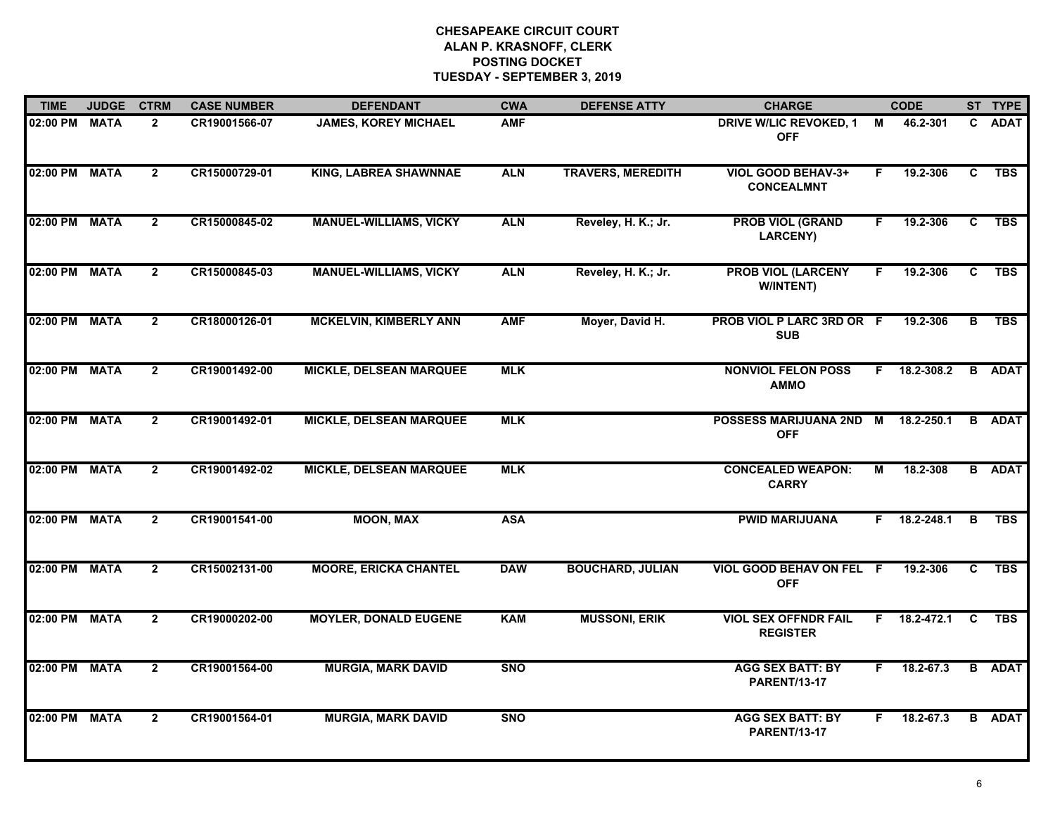# CHESAPEAKE CIRCUIT COURT
## ALAN P. KRASNOFF, CLERK
## POSTING DOCKET
## TUESDAY - SEPTEMBER 3, 2019

| TIME | JUDGE | CTRM | CASE NUMBER | DEFENDANT | CWA | DEFENSE ATTY | CHARGE | | CODE | ST | TYPE |
|---|---|---|---|---|---|---|---|---|---|---|---|
| 02:00 PM | MATA | 2 | CR19001566-07 | JAMES, KOREY MICHAEL | AMF | | DRIVE W/LIC REVOKED, 1 OFF | M | 46.2-301 | C | ADAT |
| 02:00 PM | MATA | 2 | CR15000729-01 | KING, LABREA SHAWNNAE | ALN | TRAVERS, MEREDITH | VIOL GOOD BEHAV-3+ CONCEALMNT | F | 19.2-306 | C | TBS |
| 02:00 PM | MATA | 2 | CR15000845-02 | MANUEL-WILLIAMS, VICKY | ALN | Reveley, H. K.; Jr. | PROB VIOL (GRAND LARCENY) | F | 19.2-306 | C | TBS |
| 02:00 PM | MATA | 2 | CR15000845-03 | MANUEL-WILLIAMS, VICKY | ALN | Reveley, H. K.; Jr. | PROB VIOL (LARCENY W/INTENT) | F | 19.2-306 | C | TBS |
| 02:00 PM | MATA | 2 | CR18000126-01 | MCKELVIN, KIMBERLY ANN | AMF | Moyer, David H. | PROB VIOL P LARC 3RD OR SUB | F | 19.2-306 | B | TBS |
| 02:00 PM | MATA | 2 | CR19001492-00 | MICKLE, DELSEAN MARQUEE | MLK | | NONVIOL FELON POSS AMMO | F | 18.2-308.2 | B | ADAT |
| 02:00 PM | MATA | 2 | CR19001492-01 | MICKLE, DELSEAN MARQUEE | MLK | | POSSESS MARIJUANA 2ND OFF | M | 18.2-250.1 | B | ADAT |
| 02:00 PM | MATA | 2 | CR19001492-02 | MICKLE, DELSEAN MARQUEE | MLK | | CONCEALED WEAPON: CARRY | M | 18.2-308 | B | ADAT |
| 02:00 PM | MATA | 2 | CR19001541-00 | MOON, MAX | ASA | | PWID MARIJUANA | F | 18.2-248.1 | B | TBS |
| 02:00 PM | MATA | 2 | CR15002131-00 | MOORE, ERICKA CHANTEL | DAW | BOUCHARD, JULIAN | VIOL GOOD BEHAV ON FEL OFF | F | 19.2-306 | C | TBS |
| 02:00 PM | MATA | 2 | CR19000202-00 | MOYLER, DONALD EUGENE | KAM | MUSSONI, ERIK | VIOL SEX OFFNDR FAIL REGISTER | F | 18.2-472.1 | C | TBS |
| 02:00 PM | MATA | 2 | CR19001564-00 | MURGIA, MARK DAVID | SNO | | AGG SEX BATT: BY PARENT/13-17 | F | 18.2-67.3 | B | ADAT |
| 02:00 PM | MATA | 2 | CR19001564-01 | MURGIA, MARK DAVID | SNO | | AGG SEX BATT: BY PARENT/13-17 | F | 18.2-67.3 | B | ADAT |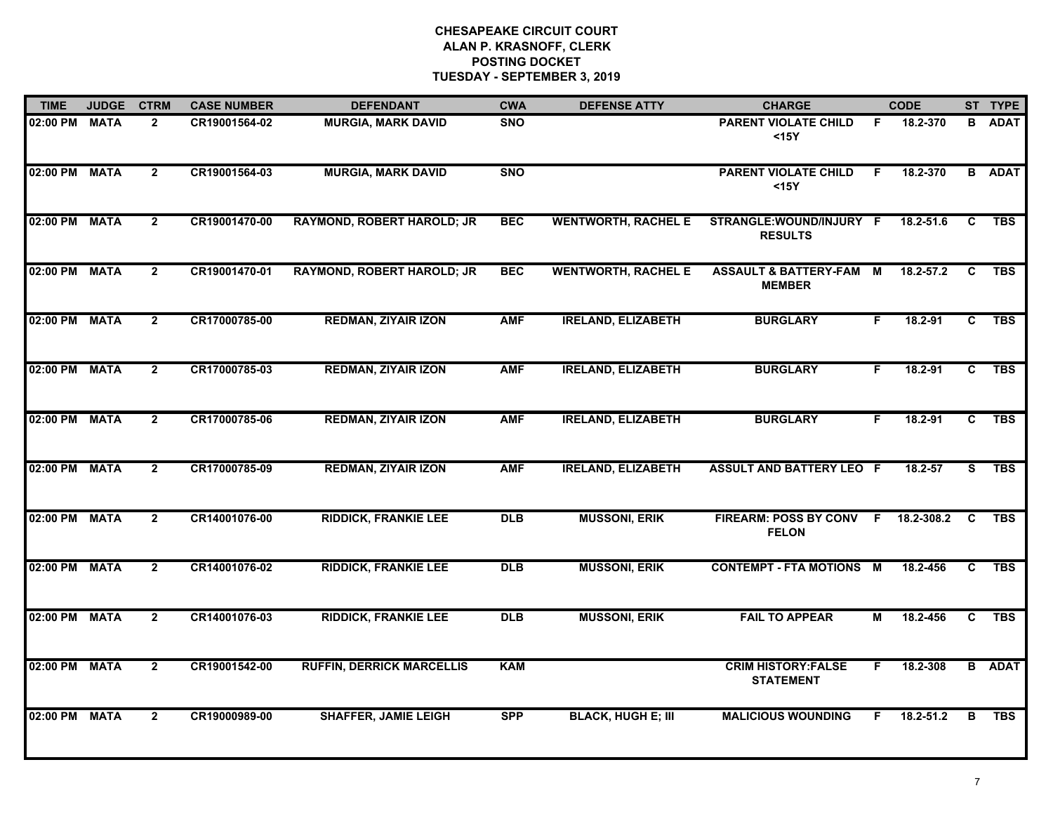**CHESAPEAKE CIRCUIT COURT**
**ALAN P. KRASNOFF, CLERK**
**POSTING DOCKET**
**TUESDAY - SEPTEMBER 3, 2019**

| TIME | JUDGE | CTRM | CASE NUMBER | DEFENDANT | CWA | DEFENSE ATTY | CHARGE | | CODE | ST | TYPE |
|---|---|---|---|---|---|---|---|---|---|---|---|
| 02:00 PM | MATA | 2 | CR19001564-02 | MURGIA, MARK DAVID | SNO | | PARENT VIOLATE CHILD <15Y | F | 18.2-370 | B | ADAT |
| 02:00 PM | MATA | 2 | CR19001564-03 | MURGIA, MARK DAVID | SNO | | PARENT VIOLATE CHILD <15Y | F | 18.2-370 | B | ADAT |
| 02:00 PM | MATA | 2 | CR19001470-00 | RAYMOND, ROBERT HAROLD; JR | BEC | WENTWORTH, RACHEL E | STRANGLE:WOUND/INJURY RESULTS | F | 18.2-51.6 | C | TBS |
| 02:00 PM | MATA | 2 | CR19001470-01 | RAYMOND, ROBERT HAROLD; JR | BEC | WENTWORTH, RACHEL E | ASSAULT & BATTERY-FAM MEMBER | M | 18.2-57.2 | C | TBS |
| 02:00 PM | MATA | 2 | CR17000785-00 | REDMAN, ZIYAIR IZON | AMF | IRELAND, ELIZABETH | BURGLARY | F | 18.2-91 | C | TBS |
| 02:00 PM | MATA | 2 | CR17000785-03 | REDMAN, ZIYAIR IZON | AMF | IRELAND, ELIZABETH | BURGLARY | F | 18.2-91 | C | TBS |
| 02:00 PM | MATA | 2 | CR17000785-06 | REDMAN, ZIYAIR IZON | AMF | IRELAND, ELIZABETH | BURGLARY | F | 18.2-91 | C | TBS |
| 02:00 PM | MATA | 2 | CR17000785-09 | REDMAN, ZIYAIR IZON | AMF | IRELAND, ELIZABETH | ASSULT AND BATTERY LEO | F | 18.2-57 | S | TBS |
| 02:00 PM | MATA | 2 | CR14001076-00 | RIDDICK, FRANKIE LEE | DLB | MUSSONI, ERIK | FIREARM: POSS BY CONV FELON | F | 18.2-308.2 | C | TBS |
| 02:00 PM | MATA | 2 | CR14001076-02 | RIDDICK, FRANKIE LEE | DLB | MUSSONI, ERIK | CONTEMPT - FTA MOTIONS | M | 18.2-456 | C | TBS |
| 02:00 PM | MATA | 2 | CR14001076-03 | RIDDICK, FRANKIE LEE | DLB | MUSSONI, ERIK | FAIL TO APPEAR | M | 18.2-456 | C | TBS |
| 02:00 PM | MATA | 2 | CR19001542-00 | RUFFIN, DERRICK MARCELLIS | KAM | | CRIM HISTORY:FALSE STATEMENT | F | 18.2-308 | B | ADAT |
| 02:00 PM | MATA | 2 | CR19000989-00 | SHAFFER, JAMIE LEIGH | SPP | BLACK, HUGH E; III | MALICIOUS WOUNDING | F | 18.2-51.2 | B | TBS |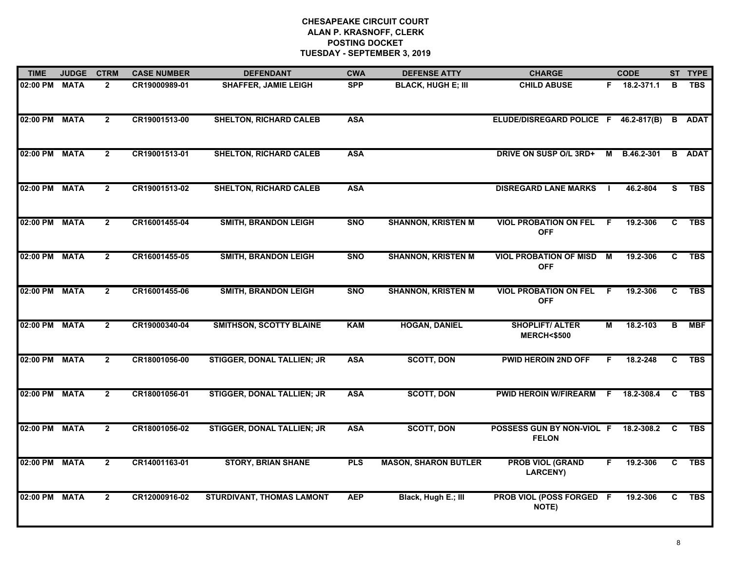# CHESAPEAKE CIRCUIT COURT
## ALAN P. KRASNOFF, CLERK
## POSTING DOCKET
## TUESDAY - SEPTEMBER 3, 2019

| TIME | JUDGE | CTRM | CASE NUMBER | DEFENDANT | CWA | DEFENSE ATTY | CHARGE | | CODE | ST | TYPE |
|---|---|---|---|---|---|---|---|---|---|---|---|
| 02:00 PM | MATA | 2 | CR19000989-01 | SHAFFER, JAMIE LEIGH | SPP | BLACK, HUGH E; III | CHILD ABUSE | F | 18.2-371.1 | B | TBS |
| 02:00 PM | MATA | 2 | CR19001513-00 | SHELTON, RICHARD CALEB | ASA | | ELUDE/DISREGARD POLICE | F | 46.2-817(B) | B | ADAT |
| 02:00 PM | MATA | 2 | CR19001513-01 | SHELTON, RICHARD CALEB | ASA | | DRIVE ON SUSP O/L 3RD+ | M | B.46.2-301 | B | ADAT |
| 02:00 PM | MATA | 2 | CR19001513-02 | SHELTON, RICHARD CALEB | ASA | | DISREGARD LANE MARKS | I | 46.2-804 | S | TBS |
| 02:00 PM | MATA | 2 | CR16001455-04 | SMITH, BRANDON LEIGH | SNO | SHANNON, KRISTEN M | VIOL PROBATION ON FEL OFF | F | 19.2-306 | C | TBS |
| 02:00 PM | MATA | 2 | CR16001455-05 | SMITH, BRANDON LEIGH | SNO | SHANNON, KRISTEN M | VIOL PROBATION OF MISD OFF | M | 19.2-306 | C | TBS |
| 02:00 PM | MATA | 2 | CR16001455-06 | SMITH, BRANDON LEIGH | SNO | SHANNON, KRISTEN M | VIOL PROBATION ON FEL OFF | F | 19.2-306 | C | TBS |
| 02:00 PM | MATA | 2 | CR19000340-04 | SMITHSON, SCOTTY BLAINE | KAM | HOGAN, DANIEL | SHOPLIFT/ ALTER MERCH<$500 | M | 18.2-103 | B | MBF |
| 02:00 PM | MATA | 2 | CR18001056-00 | STIGGER, DONAL TALLIEN; JR | ASA | SCOTT, DON | PWID HEROIN 2ND OFF | F | 18.2-248 | C | TBS |
| 02:00 PM | MATA | 2 | CR18001056-01 | STIGGER, DONAL TALLIEN; JR | ASA | SCOTT, DON | PWID HEROIN W/FIREARM | F | 18.2-308.4 | C | TBS |
| 02:00 PM | MATA | 2 | CR18001056-02 | STIGGER, DONAL TALLIEN; JR | ASA | SCOTT, DON | POSSESS GUN BY NON-VIOL FELON | F | 18.2-308.2 | C | TBS |
| 02:00 PM | MATA | 2 | CR14001163-01 | STORY, BRIAN SHANE | PLS | MASON, SHARON BUTLER | PROB VIOL (GRAND LARCENY) | F | 19.2-306 | C | TBS |
| 02:00 PM | MATA | 2 | CR12000916-02 | STURDIVANT, THOMAS LAMONT | AEP | Black, Hugh E.; III | PROB VIOL (POSS FORGED NOTE) | F | 19.2-306 | C | TBS |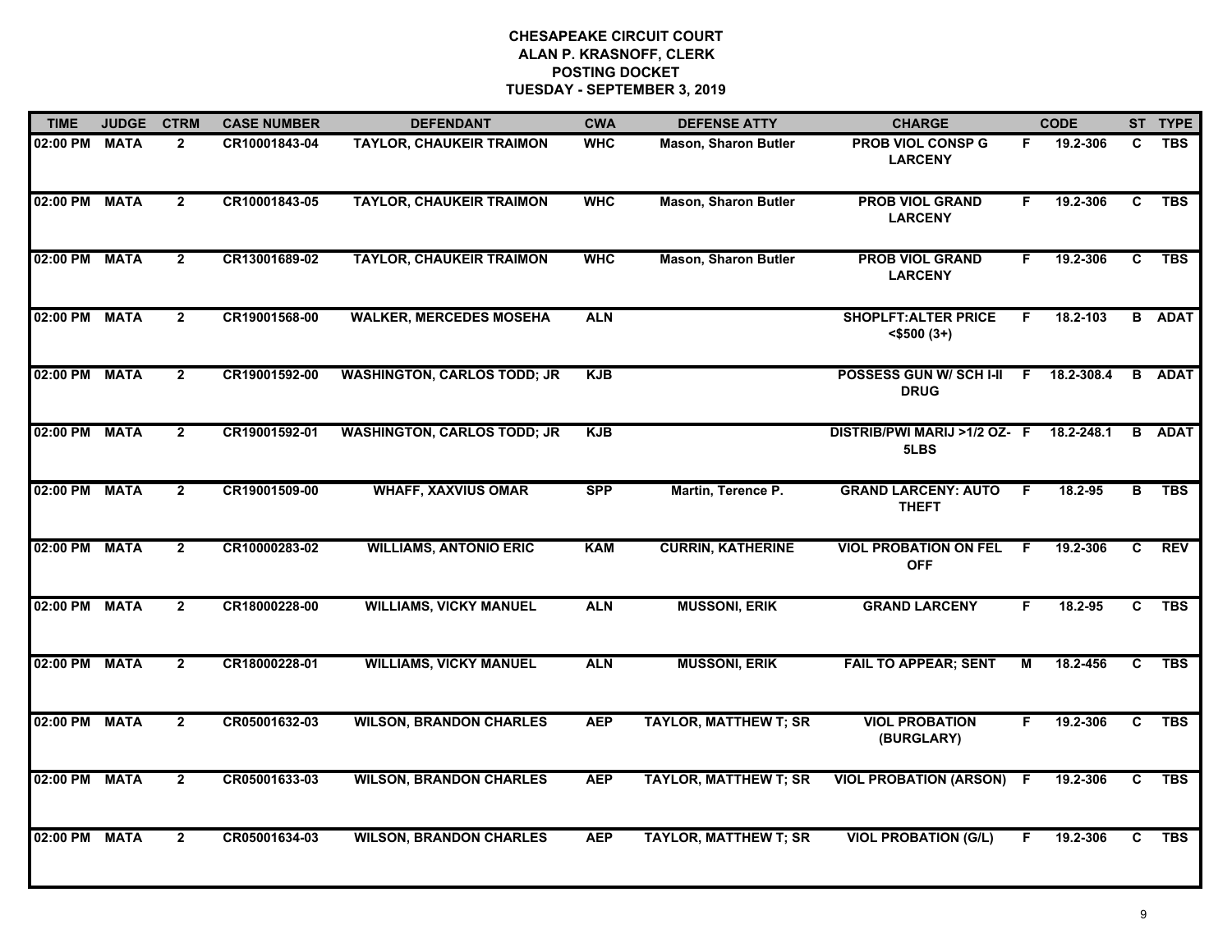**CHESAPEAKE CIRCUIT COURT**
**ALAN P. KRASNOFF, CLERK**
**POSTING DOCKET**
**TUESDAY - SEPTEMBER 3, 2019**

| TIME | JUDGE | CTRM | CASE NUMBER | DEFENDANT | CWA | DEFENSE ATTY | CHARGE | | CODE | ST | TYPE |
|---|---|---|---|---|---|---|---|---|---|---|---|
| 02:00 PM | MATA | 2 | CR10001843-04 | TAYLOR, CHAUKEIR TRAIMON | WHC | Mason, Sharon Butler | PROB VIOL CONSP G LARCENY | F | 19.2-306 | C | TBS |
| 02:00 PM | MATA | 2 | CR10001843-05 | TAYLOR, CHAUKEIR TRAIMON | WHC | Mason, Sharon Butler | PROB VIOL GRAND LARCENY | F | 19.2-306 | C | TBS |
| 02:00 PM | MATA | 2 | CR13001689-02 | TAYLOR, CHAUKEIR TRAIMON | WHC | Mason, Sharon Butler | PROB VIOL GRAND LARCENY | F | 19.2-306 | C | TBS |
| 02:00 PM | MATA | 2 | CR19001568-00 | WALKER, MERCEDES MOSEHA | ALN | | SHOPLFT:ALTER PRICE <$500 (3+) | F | 18.2-103 | B | ADAT |
| 02:00 PM | MATA | 2 | CR19001592-00 | WASHINGTON, CARLOS TODD; JR | KJB | | POSSESS GUN W/ SCH I-II DRUG | F | 18.2-308.4 | B | ADAT |
| 02:00 PM | MATA | 2 | CR19001592-01 | WASHINGTON, CARLOS TODD; JR | KJB | | DISTRIB/PWI MARIJ >1/2 OZ-5LBS | F | 18.2-248.1 | B | ADAT |
| 02:00 PM | MATA | 2 | CR19001509-00 | WHAFF, XAXVIUS OMAR | SPP | Martin, Terence P. | GRAND LARCENY: AUTO THEFT | F | 18.2-95 | B | TBS |
| 02:00 PM | MATA | 2 | CR10000283-02 | WILLIAMS, ANTONIO ERIC | KAM | CURRIN, KATHERINE | VIOL PROBATION ON FEL OFF | F | 19.2-306 | C | REV |
| 02:00 PM | MATA | 2 | CR18000228-00 | WILLIAMS, VICKY MANUEL | ALN | MUSSONI, ERIK | GRAND LARCENY | F | 18.2-95 | C | TBS |
| 02:00 PM | MATA | 2 | CR18000228-01 | WILLIAMS, VICKY MANUEL | ALN | MUSSONI, ERIK | FAIL TO APPEAR; SENT | M | 18.2-456 | C | TBS |
| 02:00 PM | MATA | 2 | CR05001632-03 | WILSON, BRANDON CHARLES | AEP | TAYLOR, MATTHEW T; SR | VIOL PROBATION (BURGLARY) | F | 19.2-306 | C | TBS |
| 02:00 PM | MATA | 2 | CR05001633-03 | WILSON, BRANDON CHARLES | AEP | TAYLOR, MATTHEW T; SR | VIOL PROBATION (ARSON) | F | 19.2-306 | C | TBS |
| 02:00 PM | MATA | 2 | CR05001634-03 | WILSON, BRANDON CHARLES | AEP | TAYLOR, MATTHEW T; SR | VIOL PROBATION (G/L) | F | 19.2-306 | C | TBS |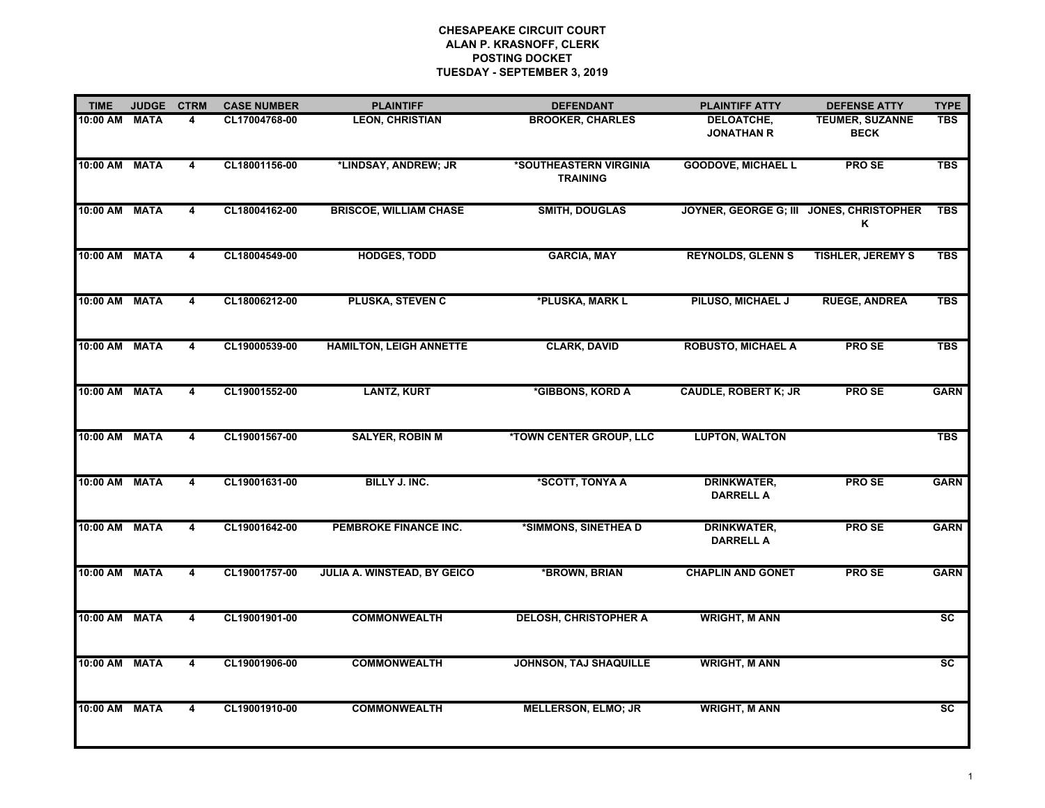**CHESAPEAKE CIRCUIT COURT**
**ALAN P. KRASNOFF, CLERK**
**POSTING DOCKET**
**TUESDAY - SEPTEMBER 3, 2019**

| TIME | JUDGE | CTRM | CASE NUMBER | PLAINTIFF | DEFENDANT | PLAINTIFF ATTY | DEFENSE ATTY | TYPE |
|---|---|---|---|---|---|---|---|---|
| 10:00 AM | MATA | 4 | CL17004768-00 | LEON, CHRISTIAN | BROOKER, CHARLES | DELOATCHE, JONATHAN R | TEUMER, SUZANNE BECK | TBS |
| 10:00 AM | MATA | 4 | CL18001156-00 | *LINDSAY, ANDREW; JR | *SOUTHEASTERN VIRGINIA TRAINING | GOODOVE, MICHAEL L | PRO SE | TBS |
| 10:00 AM | MATA | 4 | CL18004162-00 | BRISCOE, WILLIAM CHASE | SMITH, DOUGLAS | JOYNER, GEORGE G; III | JONES, CHRISTOPHER K | TBS |
| 10:00 AM | MATA | 4 | CL18004549-00 | HODGES, TODD | GARCIA, MAY | REYNOLDS, GLENN S | TISHLER, JEREMY S | TBS |
| 10:00 AM | MATA | 4 | CL18006212-00 | PLUSKA, STEVEN C | *PLUSKA, MARK L | PILUSO, MICHAEL J | RUEGE, ANDREA | TBS |
| 10:00 AM | MATA | 4 | CL19000539-00 | HAMILTON, LEIGH ANNETTE | CLARK, DAVID | ROBUSTO, MICHAEL A | PRO SE | TBS |
| 10:00 AM | MATA | 4 | CL19001552-00 | LANTZ, KURT | *GIBBONS, KORD A | CAUDLE, ROBERT K; JR | PRO SE | GARN |
| 10:00 AM | MATA | 4 | CL19001567-00 | SALYER, ROBIN M | *TOWN CENTER GROUP, LLC | LUPTON, WALTON | | TBS |
| 10:00 AM | MATA | 4 | CL19001631-00 | BILLY J. INC. | *SCOTT, TONYA A | DRINKWATER, DARRELL A | PRO SE | GARN |
| 10:00 AM | MATA | 4 | CL19001642-00 | PEMBROKE FINANCE INC. | *SIMMONS, SINETHEA D | DRINKWATER, DARRELL A | PRO SE | GARN |
| 10:00 AM | MATA | 4 | CL19001757-00 | JULIA A. WINSTEAD, BY GEICO | *BROWN, BRIAN | CHAPLIN AND GONET | PRO SE | GARN |
| 10:00 AM | MATA | 4 | CL19001901-00 | COMMONWEALTH | DELOSH, CHRISTOPHER A | WRIGHT, M ANN | | SC |
| 10:00 AM | MATA | 4 | CL19001906-00 | COMMONWEALTH | JOHNSON, TAJ SHAQUILLE | WRIGHT, M ANN | | SC |
| 10:00 AM | MATA | 4 | CL19001910-00 | COMMONWEALTH | MELLERSON, ELMO; JR | WRIGHT, M ANN | | SC |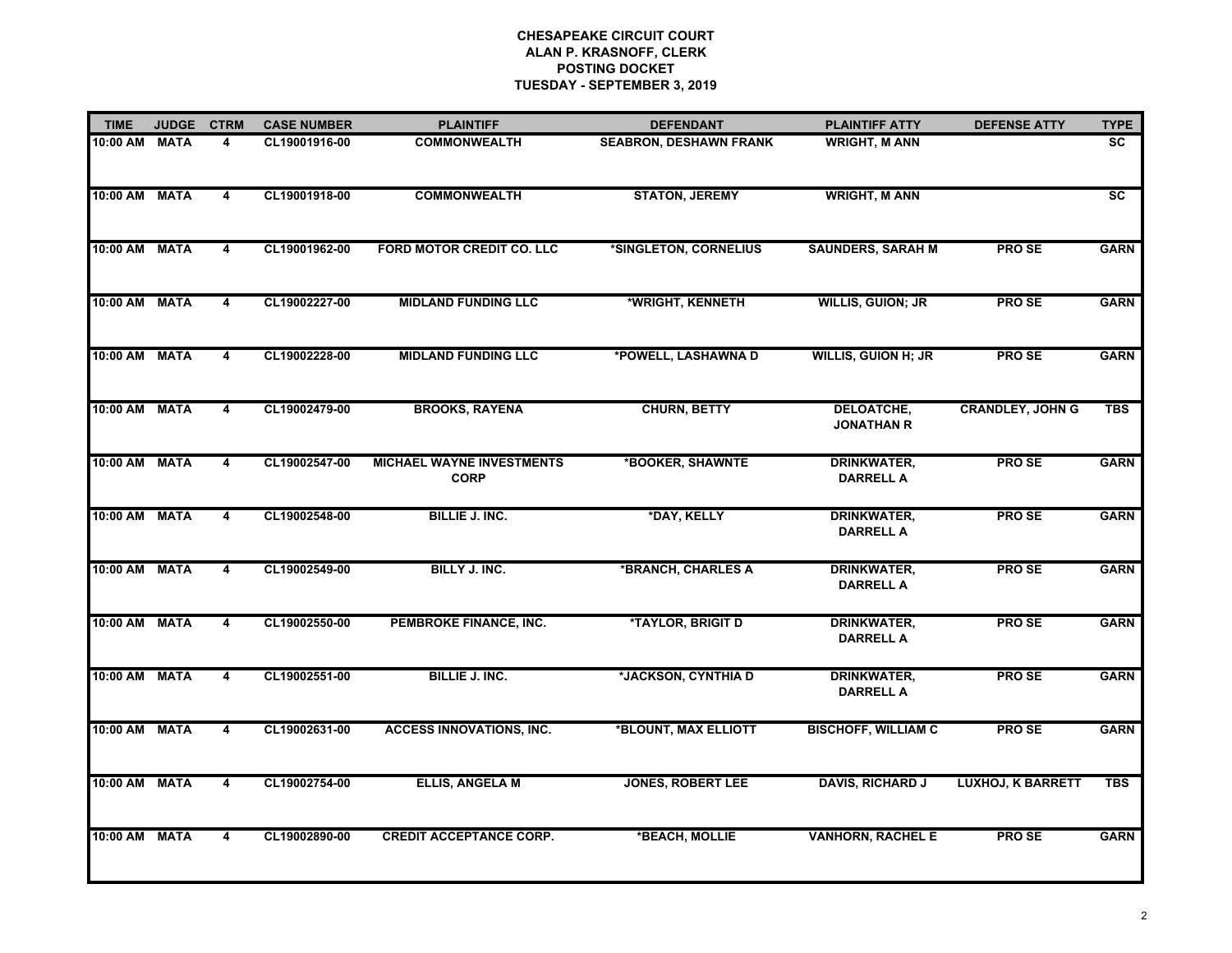**CHESAPEAKE CIRCUIT COURT**
**ALAN P. KRASNOFF, CLERK**
**POSTING DOCKET**
**TUESDAY - SEPTEMBER 3, 2019**

| TIME | JUDGE | CTRM | CASE NUMBER | PLAINTIFF | DEFENDANT | PLAINTIFF ATTY | DEFENSE ATTY | TYPE |
|---|---|---|---|---|---|---|---|---|
| 10:00 AM | MATA | 4 | CL19001916-00 | COMMONWEALTH | SEABRON, DESHAWN FRANK | WRIGHT, M ANN | | SC |
| 10:00 AM | MATA | 4 | CL19001918-00 | COMMONWEALTH | STATON, JEREMY | WRIGHT, M ANN | | SC |
| 10:00 AM | MATA | 4 | CL19001962-00 | FORD MOTOR CREDIT CO. LLC | *SINGLETON, CORNELIUS | SAUNDERS, SARAH M | PRO SE | GARN |
| 10:00 AM | MATA | 4 | CL19002227-00 | MIDLAND FUNDING LLC | *WRIGHT, KENNETH | WILLIS, GUION; JR | PRO SE | GARN |
| 10:00 AM | MATA | 4 | CL19002228-00 | MIDLAND FUNDING LLC | *POWELL, LASHAWNA D | WILLIS, GUION H; JR | PRO SE | GARN |
| 10:00 AM | MATA | 4 | CL19002479-00 | BROOKS, RAYENA | CHURN, BETTY | DELOATCHE, JONATHAN R | CRANDLEY, JOHN G | TBS |
| 10:00 AM | MATA | 4 | CL19002547-00 | MICHAEL WAYNE INVESTMENTS CORP | *BOOKER, SHAWNTE | DRINKWATER, DARRELL A | PRO SE | GARN |
| 10:00 AM | MATA | 4 | CL19002548-00 | BILLIE J. INC. | *DAY, KELLY | DRINKWATER, DARRELL A | PRO SE | GARN |
| 10:00 AM | MATA | 4 | CL19002549-00 | BILLY J. INC. | *BRANCH, CHARLES A | DRINKWATER, DARRELL A | PRO SE | GARN |
| 10:00 AM | MATA | 4 | CL19002550-00 | PEMBROKE FINANCE, INC. | *TAYLOR, BRIGIT D | DRINKWATER, DARRELL A | PRO SE | GARN |
| 10:00 AM | MATA | 4 | CL19002551-00 | BILLIE J. INC. | *JACKSON, CYNTHIA D | DRINKWATER, DARRELL A | PRO SE | GARN |
| 10:00 AM | MATA | 4 | CL19002631-00 | ACCESS INNOVATIONS, INC. | *BLOUNT, MAX ELLIOTT | BISCHOFF, WILLIAM C | PRO SE | GARN |
| 10:00 AM | MATA | 4 | CL19002754-00 | ELLIS, ANGELA M | JONES, ROBERT LEE | DAVIS, RICHARD J | LUXHOJ, K BARRETT | TBS |
| 10:00 AM | MATA | 4 | CL19002890-00 | CREDIT ACCEPTANCE CORP. | *BEACH, MOLLIE | VANHORN, RACHEL E | PRO SE | GARN |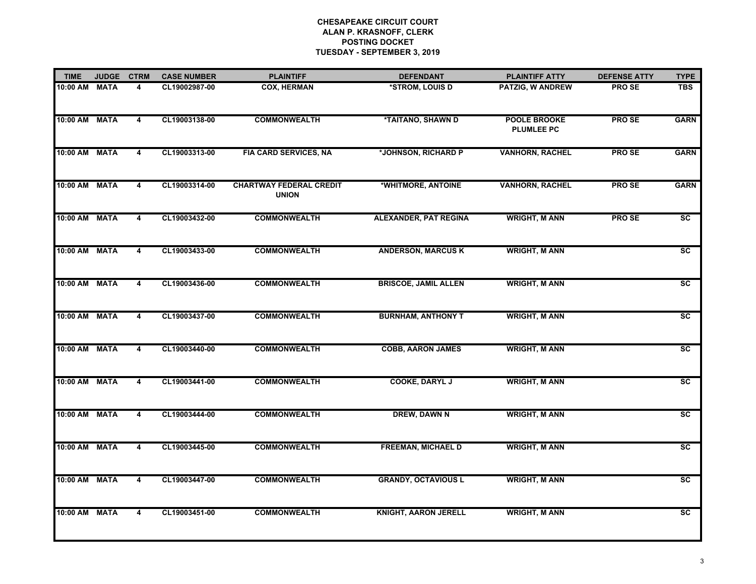**CHESAPEAKE CIRCUIT COURT**
**ALAN P. KRASNOFF, CLERK**
**POSTING DOCKET**
**TUESDAY - SEPTEMBER 3, 2019**

| TIME | JUDGE | CTRM | CASE NUMBER | PLAINTIFF | DEFENDANT | PLAINTIFF ATTY | DEFENSE ATTY | TYPE |
|---|---|---|---|---|---|---|---|---|
| 10:00 AM | MATA | 4 | CL19002987-00 | COX, HERMAN | *STROM, LOUIS D | PATZIG, W ANDREW | PRO SE | TBS |
| 10:00 AM | MATA | 4 | CL19003138-00 | COMMONWEALTH | *TAITANO, SHAWN D | POOLE BROOKE PLUMLEE PC | PRO SE | GARN |
| 10:00 AM | MATA | 4 | CL19003313-00 | FIA CARD SERVICES, NA | *JOHNSON, RICHARD P | VANHORN, RACHEL | PRO SE | GARN |
| 10:00 AM | MATA | 4 | CL19003314-00 | CHARTWAY FEDERAL CREDIT UNION | *WHITMORE, ANTOINE | VANHORN, RACHEL | PRO SE | GARN |
| 10:00 AM | MATA | 4 | CL19003432-00 | COMMONWEALTH | ALEXANDER, PAT REGINA | WRIGHT, M ANN | PRO SE | SC |
| 10:00 AM | MATA | 4 | CL19003433-00 | COMMONWEALTH | ANDERSON, MARCUS K | WRIGHT, M ANN | | SC |
| 10:00 AM | MATA | 4 | CL19003436-00 | COMMONWEALTH | BRISCOE, JAMIL ALLEN | WRIGHT, M ANN | | SC |
| 10:00 AM | MATA | 4 | CL19003437-00 | COMMONWEALTH | BURNHAM, ANTHONY T | WRIGHT, M ANN | | SC |
| 10:00 AM | MATA | 4 | CL19003440-00 | COMMONWEALTH | COBB, AARON JAMES | WRIGHT, M ANN | | SC |
| 10:00 AM | MATA | 4 | CL19003441-00 | COMMONWEALTH | COOKE, DARYL J | WRIGHT, M ANN | | SC |
| 10:00 AM | MATA | 4 | CL19003444-00 | COMMONWEALTH | DREW, DAWN N | WRIGHT, M ANN | | SC |
| 10:00 AM | MATA | 4 | CL19003445-00 | COMMONWEALTH | FREEMAN, MICHAEL D | WRIGHT, M ANN | | SC |
| 10:00 AM | MATA | 4 | CL19003447-00 | COMMONWEALTH | GRANDY, OCTAVIOUS L | WRIGHT, M ANN | | SC |
| 10:00 AM | MATA | 4 | CL19003451-00 | COMMONWEALTH | KNIGHT, AARON JERELL | WRIGHT, M ANN | | SC |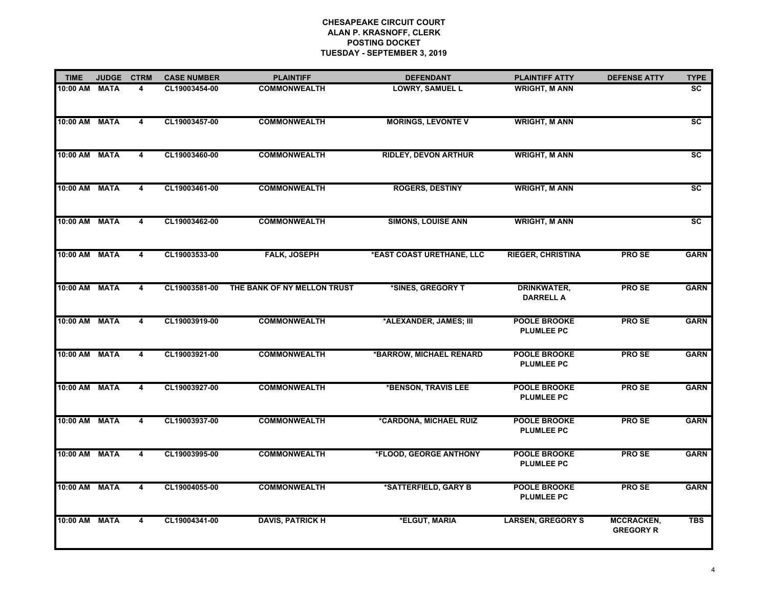**CHESAPEAKE CIRCUIT COURT**
**ALAN P. KRASNOFF, CLERK**
**POSTING DOCKET**
**TUESDAY - SEPTEMBER 3, 2019**

| TIME | JUDGE | CTRM | CASE NUMBER | PLAINTIFF | DEFENDANT | PLAINTIFF ATTY | DEFENSE ATTY | TYPE |
|---|---|---|---|---|---|---|---|---|
| 10:00 AM | MATA | 4 | CL19003454-00 | COMMONWEALTH | LOWRY, SAMUEL L | WRIGHT, M ANN | | SC |
| 10:00 AM | MATA | 4 | CL19003457-00 | COMMONWEALTH | MORINGS, LEVONTE V | WRIGHT, M ANN | | SC |
| 10:00 AM | MATA | 4 | CL19003460-00 | COMMONWEALTH | RIDLEY, DEVON ARTHUR | WRIGHT, M ANN | | SC |
| 10:00 AM | MATA | 4 | CL19003461-00 | COMMONWEALTH | ROGERS, DESTINY | WRIGHT, M ANN | | SC |
| 10:00 AM | MATA | 4 | CL19003462-00 | COMMONWEALTH | SIMONS, LOUISE ANN | WRIGHT, M ANN | | SC |
| 10:00 AM | MATA | 4 | CL19003533-00 | FALK, JOSEPH | *EAST COAST URETHANE, LLC | RIEGER, CHRISTINA | PRO SE | GARN |
| 10:00 AM | MATA | 4 | CL19003581-00 | THE BANK OF NY MELLON TRUST | *SINES, GREGORY T | DRINKWATER, DARRELL A | PRO SE | GARN |
| 10:00 AM | MATA | 4 | CL19003919-00 | COMMONWEALTH | *ALEXANDER, JAMES; III | POOLE BROOKE PLUMLEE PC | PRO SE | GARN |
| 10:00 AM | MATA | 4 | CL19003921-00 | COMMONWEALTH | *BARROW, MICHAEL RENARD | POOLE BROOKE PLUMLEE PC | PRO SE | GARN |
| 10:00 AM | MATA | 4 | CL19003927-00 | COMMONWEALTH | *BENSON, TRAVIS LEE | POOLE BROOKE PLUMLEE PC | PRO SE | GARN |
| 10:00 AM | MATA | 4 | CL19003937-00 | COMMONWEALTH | *CARDONA, MICHAEL RUIZ | POOLE BROOKE PLUMLEE PC | PRO SE | GARN |
| 10:00 AM | MATA | 4 | CL19003995-00 | COMMONWEALTH | *FLOOD, GEORGE ANTHONY | POOLE BROOKE PLUMLEE PC | PRO SE | GARN |
| 10:00 AM | MATA | 4 | CL19004055-00 | COMMONWEALTH | *SATTERFIELD, GARY B | POOLE BROOKE PLUMLEE PC | PRO SE | GARN |
| 10:00 AM | MATA | 4 | CL19004341-00 | DAVIS, PATRICK H | *ELGUT, MARIA | LARSEN, GREGORY S | MCCRACKEN, GREGORY R | TBS |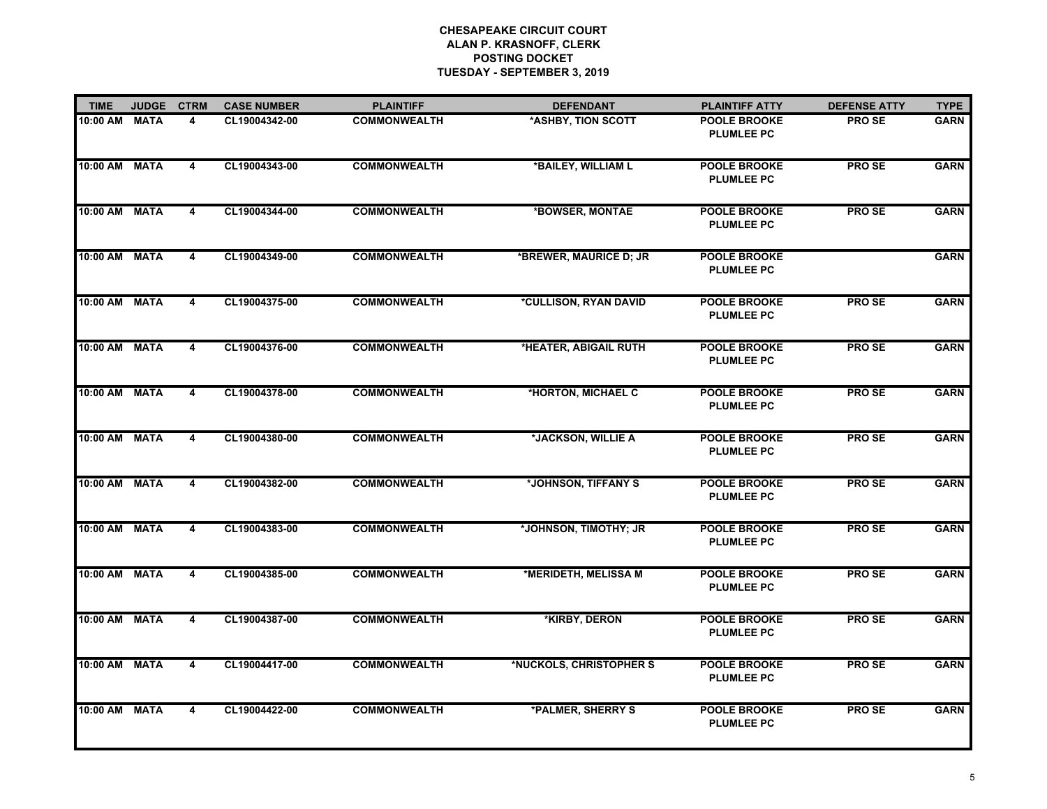**CHESAPEAKE CIRCUIT COURT**
**ALAN P. KRASNOFF, CLERK**
**POSTING DOCKET**
**TUESDAY - SEPTEMBER 3, 2019**

| TIME | JUDGE | CTRM | CASE NUMBER | PLAINTIFF | DEFENDANT | PLAINTIFF ATTY | DEFENSE ATTY | TYPE |
|---|---|---|---|---|---|---|---|---|
| 10:00 AM | MATA | 4 | CL19004342-00 | COMMONWEALTH | *ASHBY, TION SCOTT | POOLE BROOKE PLUMLEE PC | PRO SE | GARN |
| 10:00 AM | MATA | 4 | CL19004343-00 | COMMONWEALTH | *BAILEY, WILLIAM L | POOLE BROOKE PLUMLEE PC | PRO SE | GARN |
| 10:00 AM | MATA | 4 | CL19004344-00 | COMMONWEALTH | *BOWSER, MONTAE | POOLE BROOKE PLUMLEE PC | PRO SE | GARN |
| 10:00 AM | MATA | 4 | CL19004349-00 | COMMONWEALTH | *BREWER, MAURICE D; JR | POOLE BROOKE PLUMLEE PC | | GARN |
| 10:00 AM | MATA | 4 | CL19004375-00 | COMMONWEALTH | *CULLISON, RYAN DAVID | POOLE BROOKE PLUMLEE PC | PRO SE | GARN |
| 10:00 AM | MATA | 4 | CL19004376-00 | COMMONWEALTH | *HEATER, ABIGAIL RUTH | POOLE BROOKE PLUMLEE PC | PRO SE | GARN |
| 10:00 AM | MATA | 4 | CL19004378-00 | COMMONWEALTH | *HORTON, MICHAEL C | POOLE BROOKE PLUMLEE PC | PRO SE | GARN |
| 10:00 AM | MATA | 4 | CL19004380-00 | COMMONWEALTH | *JACKSON, WILLIE A | POOLE BROOKE PLUMLEE PC | PRO SE | GARN |
| 10:00 AM | MATA | 4 | CL19004382-00 | COMMONWEALTH | *JOHNSON, TIFFANY S | POOLE BROOKE PLUMLEE PC | PRO SE | GARN |
| 10:00 AM | MATA | 4 | CL19004383-00 | COMMONWEALTH | *JOHNSON, TIMOTHY; JR | POOLE BROOKE PLUMLEE PC | PRO SE | GARN |
| 10:00 AM | MATA | 4 | CL19004385-00 | COMMONWEALTH | *MERIDETH, MELISSA M | POOLE BROOKE PLUMLEE PC | PRO SE | GARN |
| 10:00 AM | MATA | 4 | CL19004387-00 | COMMONWEALTH | *KIRBY, DERON | POOLE BROOKE PLUMLEE PC | PRO SE | GARN |
| 10:00 AM | MATA | 4 | CL19004417-00 | COMMONWEALTH | *NUCKOLS, CHRISTOPHER S | POOLE BROOKE PLUMLEE PC | PRO SE | GARN |
| 10:00 AM | MATA | 4 | CL19004422-00 | COMMONWEALTH | *PALMER, SHERRY S | POOLE BROOKE PLUMLEE PC | PRO SE | GARN |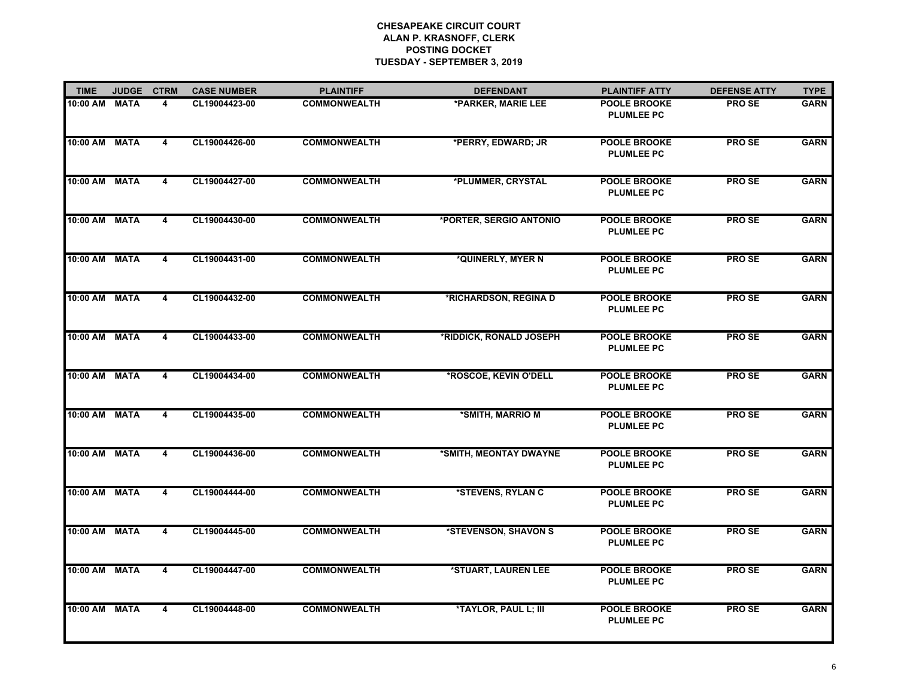**CHESAPEAKE CIRCUIT COURT**
**ALAN P. KRASNOFF, CLERK**
**POSTING DOCKET**
**TUESDAY - SEPTEMBER 3, 2019**

| TIME | JUDGE | CTRM | CASE NUMBER | PLAINTIFF | DEFENDANT | PLAINTIFF ATTY | DEFENSE ATTY | TYPE |
|---|---|---|---|---|---|---|---|---|
| 10:00 AM | MATA | 4 | CL19004423-00 | COMMONWEALTH | *PARKER, MARIE LEE | POOLE BROOKE PLUMLEE PC | PRO SE | GARN |
| 10:00 AM | MATA | 4 | CL19004426-00 | COMMONWEALTH | *PERRY, EDWARD; JR | POOLE BROOKE PLUMLEE PC | PRO SE | GARN |
| 10:00 AM | MATA | 4 | CL19004427-00 | COMMONWEALTH | *PLUMMER, CRYSTAL | POOLE BROOKE PLUMLEE PC | PRO SE | GARN |
| 10:00 AM | MATA | 4 | CL19004430-00 | COMMONWEALTH | *PORTER, SERGIO ANTONIO | POOLE BROOKE PLUMLEE PC | PRO SE | GARN |
| 10:00 AM | MATA | 4 | CL19004431-00 | COMMONWEALTH | *QUINERLY, MYER N | POOLE BROOKE PLUMLEE PC | PRO SE | GARN |
| 10:00 AM | MATA | 4 | CL19004432-00 | COMMONWEALTH | *RICHARDSON, REGINA D | POOLE BROOKE PLUMLEE PC | PRO SE | GARN |
| 10:00 AM | MATA | 4 | CL19004433-00 | COMMONWEALTH | *RIDDICK, RONALD JOSEPH | POOLE BROOKE PLUMLEE PC | PRO SE | GARN |
| 10:00 AM | MATA | 4 | CL19004434-00 | COMMONWEALTH | *ROSCOE, KEVIN O'DELL | POOLE BROOKE PLUMLEE PC | PRO SE | GARN |
| 10:00 AM | MATA | 4 | CL19004435-00 | COMMONWEALTH | *SMITH, MARRIO M | POOLE BROOKE PLUMLEE PC | PRO SE | GARN |
| 10:00 AM | MATA | 4 | CL19004436-00 | COMMONWEALTH | *SMITH, MEONTAY DWAYNE | POOLE BROOKE PLUMLEE PC | PRO SE | GARN |
| 10:00 AM | MATA | 4 | CL19004444-00 | COMMONWEALTH | *STEVENS, RYLAN C | POOLE BROOKE PLUMLEE PC | PRO SE | GARN |
| 10:00 AM | MATA | 4 | CL19004445-00 | COMMONWEALTH | *STEVENSON, SHAVON S | POOLE BROOKE PLUMLEE PC | PRO SE | GARN |
| 10:00 AM | MATA | 4 | CL19004447-00 | COMMONWEALTH | *STUART, LAUREN LEE | POOLE BROOKE PLUMLEE PC | PRO SE | GARN |
| 10:00 AM | MATA | 4 | CL19004448-00 | COMMONWEALTH | *TAYLOR, PAUL L; III | POOLE BROOKE PLUMLEE PC | PRO SE | GARN |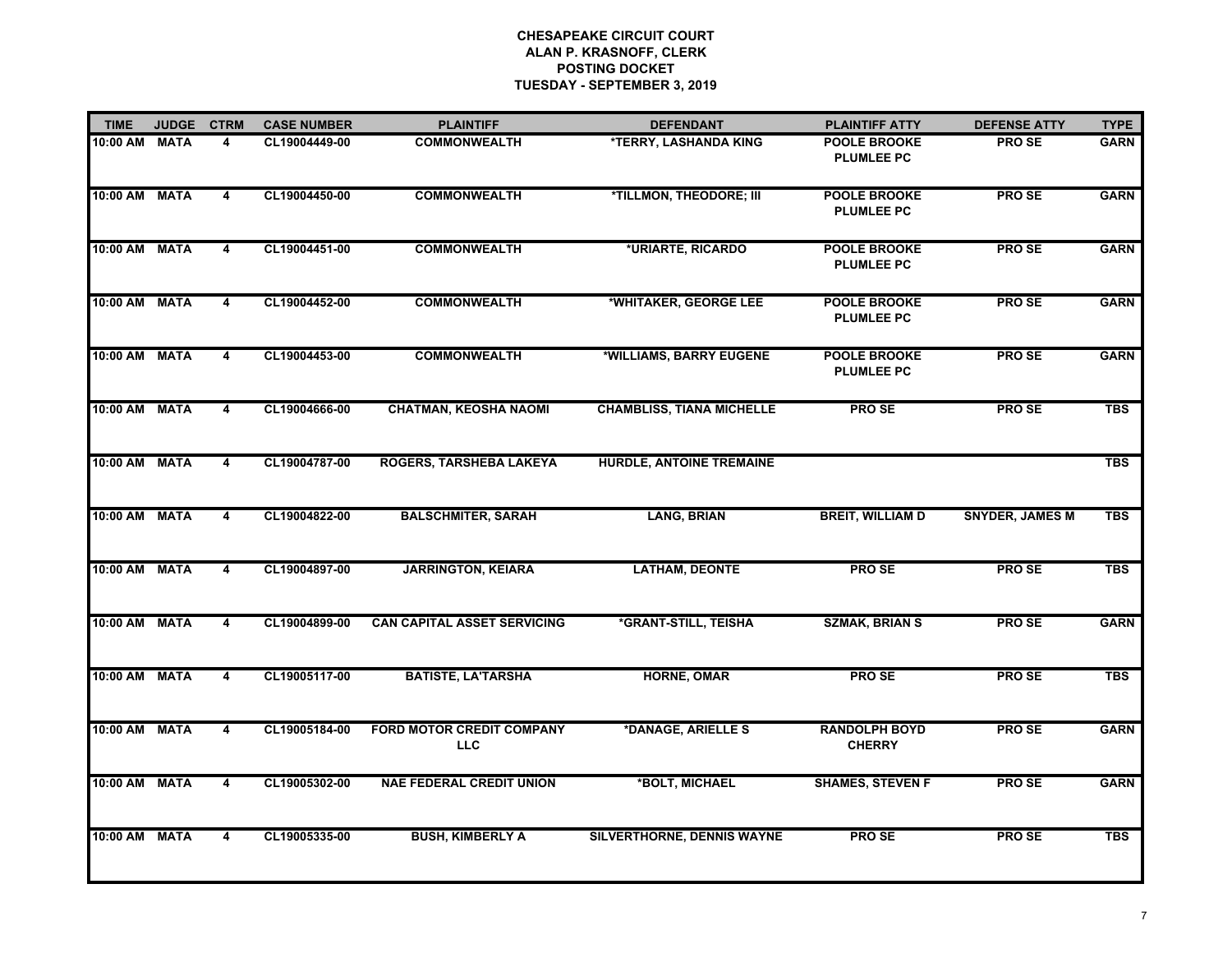**CHESAPEAKE CIRCUIT COURT**
**ALAN P. KRASNOFF, CLERK**
**POSTING DOCKET**
**TUESDAY - SEPTEMBER 3, 2019**

| TIME | JUDGE | CTRM | CASE NUMBER | PLAINTIFF | DEFENDANT | PLAINTIFF ATTY | DEFENSE ATTY | TYPE |
|---|---|---|---|---|---|---|---|---|
| 10:00 AM | MATA | 4 | CL19004449-00 | COMMONWEALTH | *TERRY, LASHANDA KING | POOLE BROOKE PLUMLEE PC | PRO SE | GARN |
| 10:00 AM | MATA | 4 | CL19004450-00 | COMMONWEALTH | *TILLMON, THEODORE; III | POOLE BROOKE PLUMLEE PC | PRO SE | GARN |
| 10:00 AM | MATA | 4 | CL19004451-00 | COMMONWEALTH | *URIARTE, RICARDO | POOLE BROOKE PLUMLEE PC | PRO SE | GARN |
| 10:00 AM | MATA | 4 | CL19004452-00 | COMMONWEALTH | *WHITAKER, GEORGE LEE | POOLE BROOKE PLUMLEE PC | PRO SE | GARN |
| 10:00 AM | MATA | 4 | CL19004453-00 | COMMONWEALTH | *WILLIAMS, BARRY EUGENE | POOLE BROOKE PLUMLEE PC | PRO SE | GARN |
| 10:00 AM | MATA | 4 | CL19004666-00 | CHATMAN, KEOSHA NAOMI | CHAMBLISS, TIANA MICHELLE | PRO SE | PRO SE | TBS |
| 10:00 AM | MATA | 4 | CL19004787-00 | ROGERS, TARSHEBA LAKEYA | HURDLE, ANTOINE TREMAINE | | | TBS |
| 10:00 AM | MATA | 4 | CL19004822-00 | BALSCHMITER, SARAH | LANG, BRIAN | BREIT, WILLIAM D | SNYDER, JAMES M | TBS |
| 10:00 AM | MATA | 4 | CL19004897-00 | JARRINGTON, KEIARA | LATHAM, DEONTE | PRO SE | PRO SE | TBS |
| 10:00 AM | MATA | 4 | CL19004899-00 | CAN CAPITAL ASSET SERVICING | *GRANT-STILL, TEISHA | SZMAK, BRIAN S | PRO SE | GARN |
| 10:00 AM | MATA | 4 | CL19005117-00 | BATISTE, LA'TARSHA | HORNE, OMAR | PRO SE | PRO SE | TBS |
| 10:00 AM | MATA | 4 | CL19005184-00 | FORD MOTOR CREDIT COMPANY LLC | *DANAGE, ARIELLE S | RANDOLPH BOYD CHERRY | PRO SE | GARN |
| 10:00 AM | MATA | 4 | CL19005302-00 | NAE FEDERAL CREDIT UNION | *BOLT, MICHAEL | SHAMES, STEVEN F | PRO SE | GARN |
| 10:00 AM | MATA | 4 | CL19005335-00 | BUSH, KIMBERLY A | SILVERTHORNE, DENNIS WAYNE | PRO SE | PRO SE | TBS |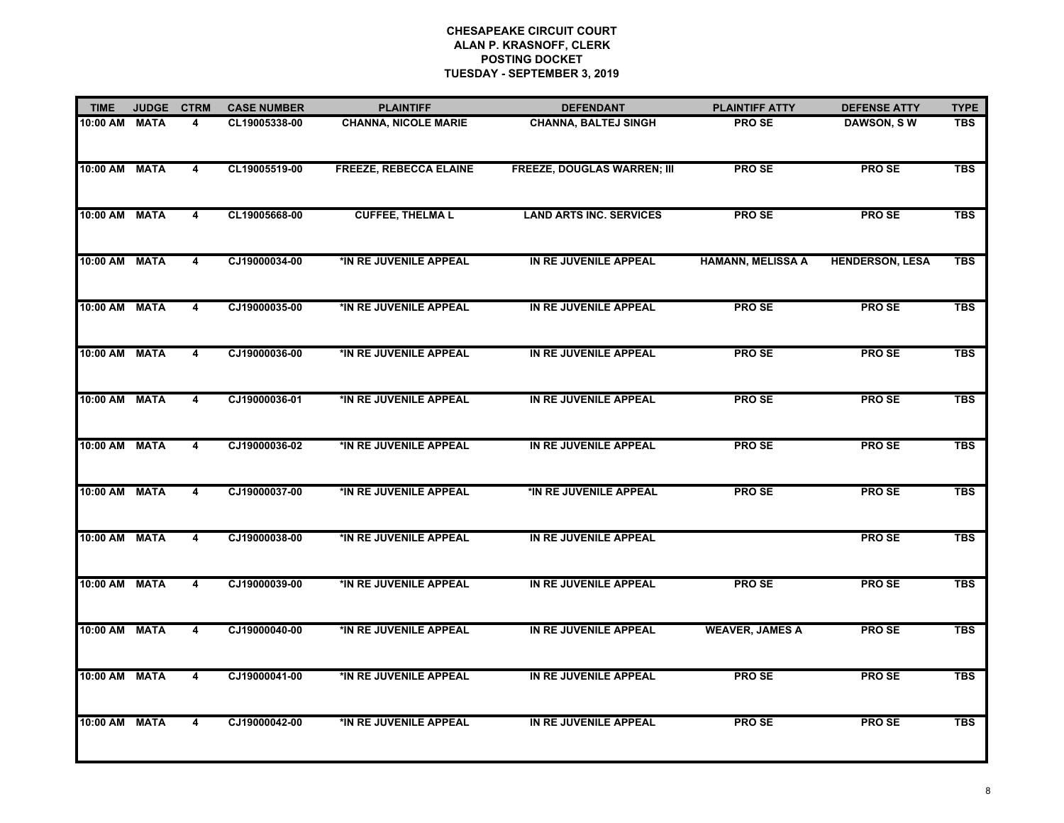**CHESAPEAKE CIRCUIT COURT**
**ALAN P. KRASNOFF, CLERK**
**POSTING DOCKET**
**TUESDAY - SEPTEMBER 3, 2019**

| TIME | JUDGE | CTRM | CASE NUMBER | PLAINTIFF | DEFENDANT | PLAINTIFF ATTY | DEFENSE ATTY | TYPE |
|---|---|---|---|---|---|---|---|---|
| 10:00 AM | MATA | 4 | CL19005338-00 | CHANNA, NICOLE MARIE | CHANNA, BALTEJ SINGH | PRO SE | DAWSON, S W | TBS |
| 10:00 AM | MATA | 4 | CL19005519-00 | FREEZE, REBECCA ELAINE | FREEZE, DOUGLAS WARREN; III | PRO SE | PRO SE | TBS |
| 10:00 AM | MATA | 4 | CL19005668-00 | CUFFEE, THELMA L | LAND ARTS INC. SERVICES | PRO SE | PRO SE | TBS |
| 10:00 AM | MATA | 4 | CJ19000034-00 | *IN RE JUVENILE APPEAL | IN RE JUVENILE APPEAL | HAMANN, MELISSA A | HENDERSON, LESA | TBS |
| 10:00 AM | MATA | 4 | CJ19000035-00 | *IN RE JUVENILE APPEAL | IN RE JUVENILE APPEAL | PRO SE | PRO SE | TBS |
| 10:00 AM | MATA | 4 | CJ19000036-00 | *IN RE JUVENILE APPEAL | IN RE JUVENILE APPEAL | PRO SE | PRO SE | TBS |
| 10:00 AM | MATA | 4 | CJ19000036-01 | *IN RE JUVENILE APPEAL | IN RE JUVENILE APPEAL | PRO SE | PRO SE | TBS |
| 10:00 AM | MATA | 4 | CJ19000036-02 | *IN RE JUVENILE APPEAL | IN RE JUVENILE APPEAL | PRO SE | PRO SE | TBS |
| 10:00 AM | MATA | 4 | CJ19000037-00 | *IN RE JUVENILE APPEAL | *IN RE JUVENILE APPEAL | PRO SE | PRO SE | TBS |
| 10:00 AM | MATA | 4 | CJ19000038-00 | *IN RE JUVENILE APPEAL | IN RE JUVENILE APPEAL | | PRO SE | TBS |
| 10:00 AM | MATA | 4 | CJ19000039-00 | *IN RE JUVENILE APPEAL | IN RE JUVENILE APPEAL | PRO SE | PRO SE | TBS |
| 10:00 AM | MATA | 4 | CJ19000040-00 | *IN RE JUVENILE APPEAL | IN RE JUVENILE APPEAL | WEAVER, JAMES A | PRO SE | TBS |
| 10:00 AM | MATA | 4 | CJ19000041-00 | *IN RE JUVENILE APPEAL | IN RE JUVENILE APPEAL | PRO SE | PRO SE | TBS |
| 10:00 AM | MATA | 4 | CJ19000042-00 | *IN RE JUVENILE APPEAL | IN RE JUVENILE APPEAL | PRO SE | PRO SE | TBS |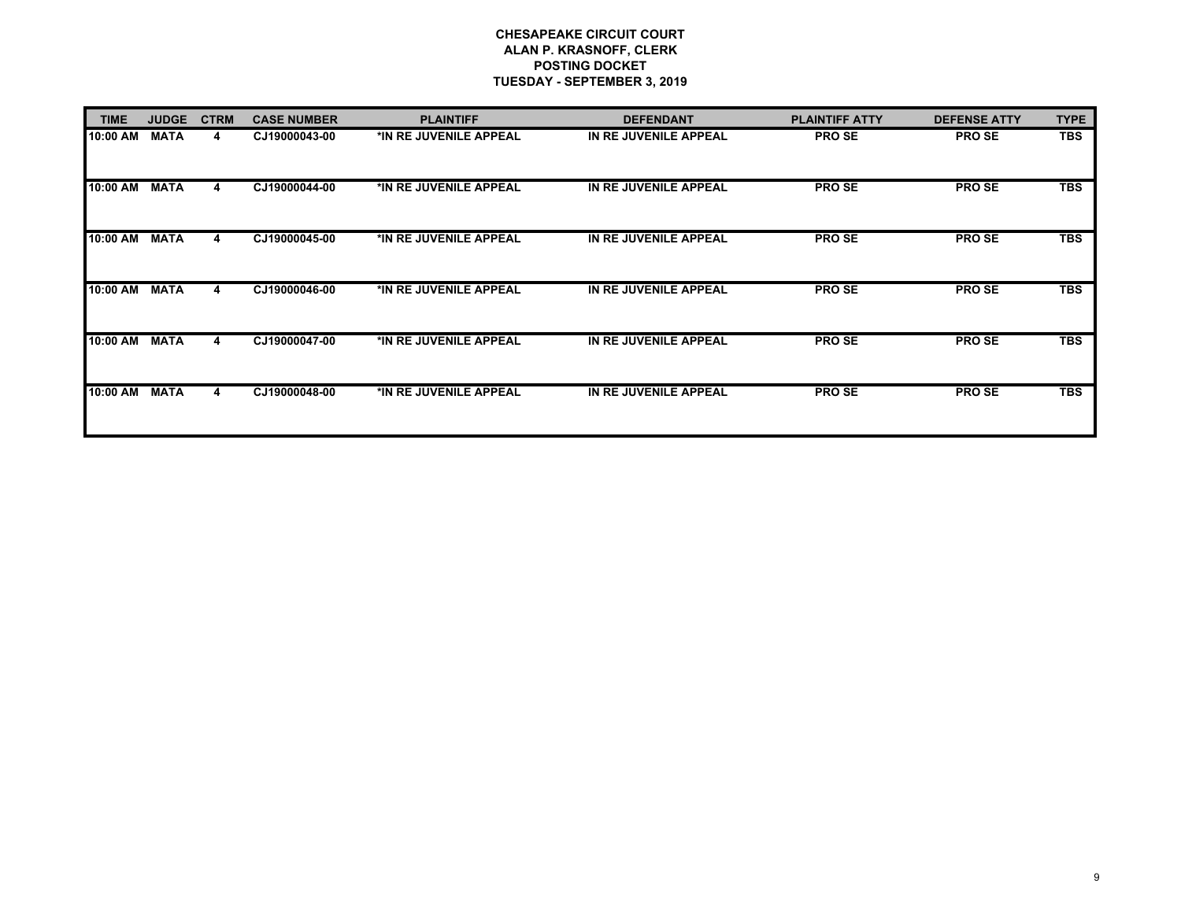**CHESAPEAKE CIRCUIT COURT**
**ALAN P. KRASNOFF, CLERK**
**POSTING DOCKET**
**TUESDAY - SEPTEMBER 3, 2019**

| TIME | JUDGE | CTRM | CASE NUMBER | PLAINTIFF | DEFENDANT | PLAINTIFF ATTY | DEFENSE ATTY | TYPE |
|---|---|---|---|---|---|---|---|---|
| 10:00 AM | MATA | 4 | CJ19000043-00 | *IN RE JUVENILE APPEAL | IN RE JUVENILE APPEAL | PRO SE | PRO SE | TBS |
| 10:00 AM | MATA | 4 | CJ19000044-00 | *IN RE JUVENILE APPEAL | IN RE JUVENILE APPEAL | PRO SE | PRO SE | TBS |
| 10:00 AM | MATA | 4 | CJ19000045-00 | *IN RE JUVENILE APPEAL | IN RE JUVENILE APPEAL | PRO SE | PRO SE | TBS |
| 10:00 AM | MATA | 4 | CJ19000046-00 | *IN RE JUVENILE APPEAL | IN RE JUVENILE APPEAL | PRO SE | PRO SE | TBS |
| 10:00 AM | MATA | 4 | CJ19000047-00 | *IN RE JUVENILE APPEAL | IN RE JUVENILE APPEAL | PRO SE | PRO SE | TBS |
| 10:00 AM | MATA | 4 | CJ19000048-00 | *IN RE JUVENILE APPEAL | IN RE JUVENILE APPEAL | PRO SE | PRO SE | TBS |